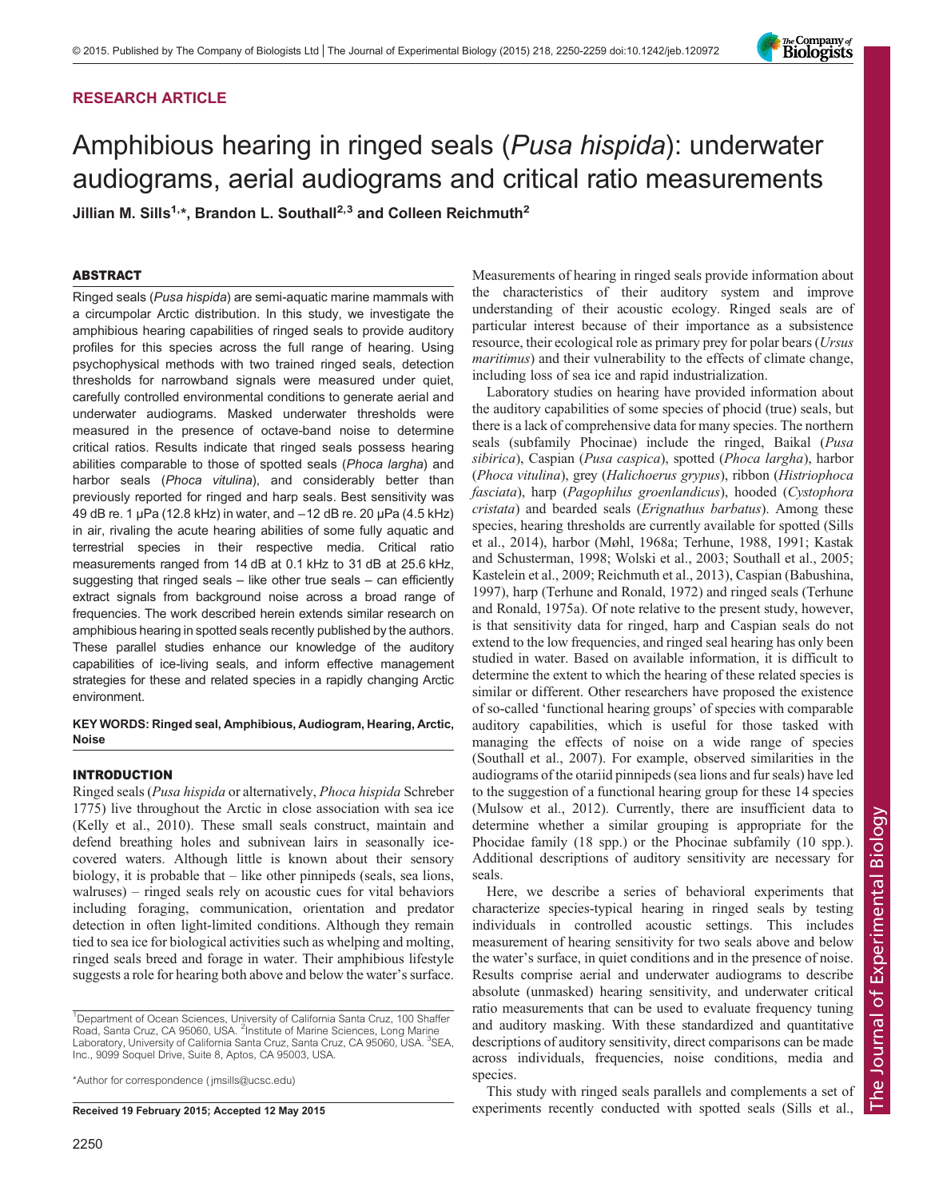## RESEARCH ARTICLE

# Amphibious hearing in ringed seals (*Pusa hispida*): underwater audiograms, aerial audiograms and critical ratio measurements

**Jillian M. Sills[1,*], Brandon L. Southall[2,3] and Colleen Reichmuth[2]**

### ABSTRACT

Ringed seals (*Pusa hispida*) are semi-aquatic marine mammals with a circumpolar Arctic distribution. In this study, we investigate the amphibious hearing capabilities of ringed seals to provide auditory profiles for this species across the full range of hearing. Using psychophysical methods with two trained ringed seals, detection thresholds for narrowband signals were measured under quiet, carefully controlled environmental conditions to generate aerial and underwater audiograms. Masked underwater thresholds were measured in the presence of octave-band noise to determine critical ratios. Results indicate that ringed seals possess hearing abilities comparable to those of spotted seals (*Phoca largha*) and harbor seals (*Phoca vitulina*), and considerably better than previously reported for ringed and harp seals. Best sensitivity was 49 dB re. 1 µPa (12.8 kHz) in water, and −12 dB re. 20 µPa (4.5 kHz) in air, rivaling the acute hearing abilities of some fully aquatic and terrestrial species in their respective media. Critical ratio measurements ranged from 14 dB at 0.1 kHz to 31 dB at 25.6 kHz, suggesting that ringed seals – like other true seals – can efficiently extract signals from background noise across a broad range of frequencies. The work described herein extends similar research on amphibious hearing in spotted seals recently published by the authors. These parallel studies enhance our knowledge of the auditory capabilities of ice-living seals, and inform effective management strategies for these and related species in a rapidly changing Arctic environment.

**KEY WORDS: Ringed seal, Amphibious, Audiogram, Hearing, Arctic, Noise**

### INTRODUCTION

Ringed seals (*Pusa hispida* or alternatively, *Phoca hispida* Schreber 1775) live throughout the Arctic in close association with sea ice (Kelly et al., 2010). These small seals construct, maintain and defend breathing holes and subnivean lairs in seasonally ice-covered waters. Although little is known about their sensory biology, it is probable that – like other pinnipeds (seals, sea lions, walruses) – ringed seals rely on acoustic cues for vital behaviors including foraging, communication, orientation and predator detection in often light-limited conditions. Although they remain tied to sea ice for biological activities such as whelping and molting, ringed seals breed and forage in water. Their amphibious lifestyle suggests a role for hearing both above and below the water's surface. Measurements of hearing in ringed seals provide information about the characteristics of their auditory system and improve understanding of their acoustic ecology. Ringed seals are of particular interest because of their importance as a subsistence resource, their ecological role as primary prey for polar bears (*Ursus maritimus*) and their vulnerability to the effects of climate change, including loss of sea ice and rapid industrialization.

Laboratory studies on hearing have provided information about the auditory capabilities of some species of phocid (true) seals, but there is a lack of comprehensive data for many species. The northern seals (subfamily Phocinae) include the ringed, Baikal (*Pusa sibirica*), Caspian (*Pusa caspica*), spotted (*Phoca largha*), harbor (*Phoca vitulina*), grey (*Halichoerus grypus*), ribbon (*Histriophoca fasciata*), harp (*Pagophilus groenlandicus*), hooded (*Cystophora cristata*) and bearded seals (*Erignathus barbatus*). Among these species, hearing thresholds are currently available for spotted (Sills et al., 2014), harbor (Møhl, 1968a; Terhune, 1988, 1991; Kastak and Schusterman, 1998; Wolski et al., 2003; Southall et al., 2005; Kastelein et al., 2009; Reichmuth et al., 2013), Caspian (Babushina, 1997), harp (Terhune and Ronald, 1972) and ringed seals (Terhune and Ronald, 1975a). Of note relative to the present study, however, is that sensitivity data for ringed, harp and Caspian seals do not extend to the low frequencies, and ringed seal hearing has only been studied in water. Based on available information, it is difficult to determine the extent to which the hearing of these related species is similar or different. Other researchers have proposed the existence of so-called 'functional hearing groups' of species with comparable auditory capabilities, which is useful for those tasked with managing the effects of noise on a wide range of species (Southall et al., 2007). For example, observed similarities in the audiograms of the otariid pinnipeds (sea lions and fur seals) have led to the suggestion of a functional hearing group for these 14 species (Mulsow et al., 2012). Currently, there are insufficient data to determine whether a similar grouping is appropriate for the Phocidae family (18 spp.) or the Phocinae subfamily (10 spp.). Additional descriptions of auditory sensitivity are necessary for seals.

Here, we describe a series of behavioral experiments that characterize species-typical hearing in ringed seals by testing individuals in controlled acoustic settings. This includes measurement of hearing sensitivity for two seals above and below the water's surface, in quiet conditions and in the presence of noise. Results comprise aerial and underwater audiograms to describe absolute (unmasked) hearing sensitivity, and underwater critical ratio measurements that can be used to evaluate frequency tuning and auditory masking. With these standardized and quantitative descriptions of auditory sensitivity, direct comparisons can be made across individuals, frequencies, noise conditions, media and species.

This study with ringed seals parallels and complements a set of experiments recently conducted with spotted seals (Sills et al.,

[1]Department of Ocean Sciences, University of California Santa Cruz, 100 Shaffer Road, Santa Cruz, CA 95060, USA. [2]Institute of Marine Sciences, Long Marine Laboratory, University of California Santa Cruz, Santa Cruz, CA 95060, USA. [3]SEA, Inc., 9099 Soquel Drive, Suite 8, Aptos, CA 95003, USA.

*Author for correspondence (jmsills@ucsc.edu)

**Received 19 February 2015; Accepted 12 May 2015**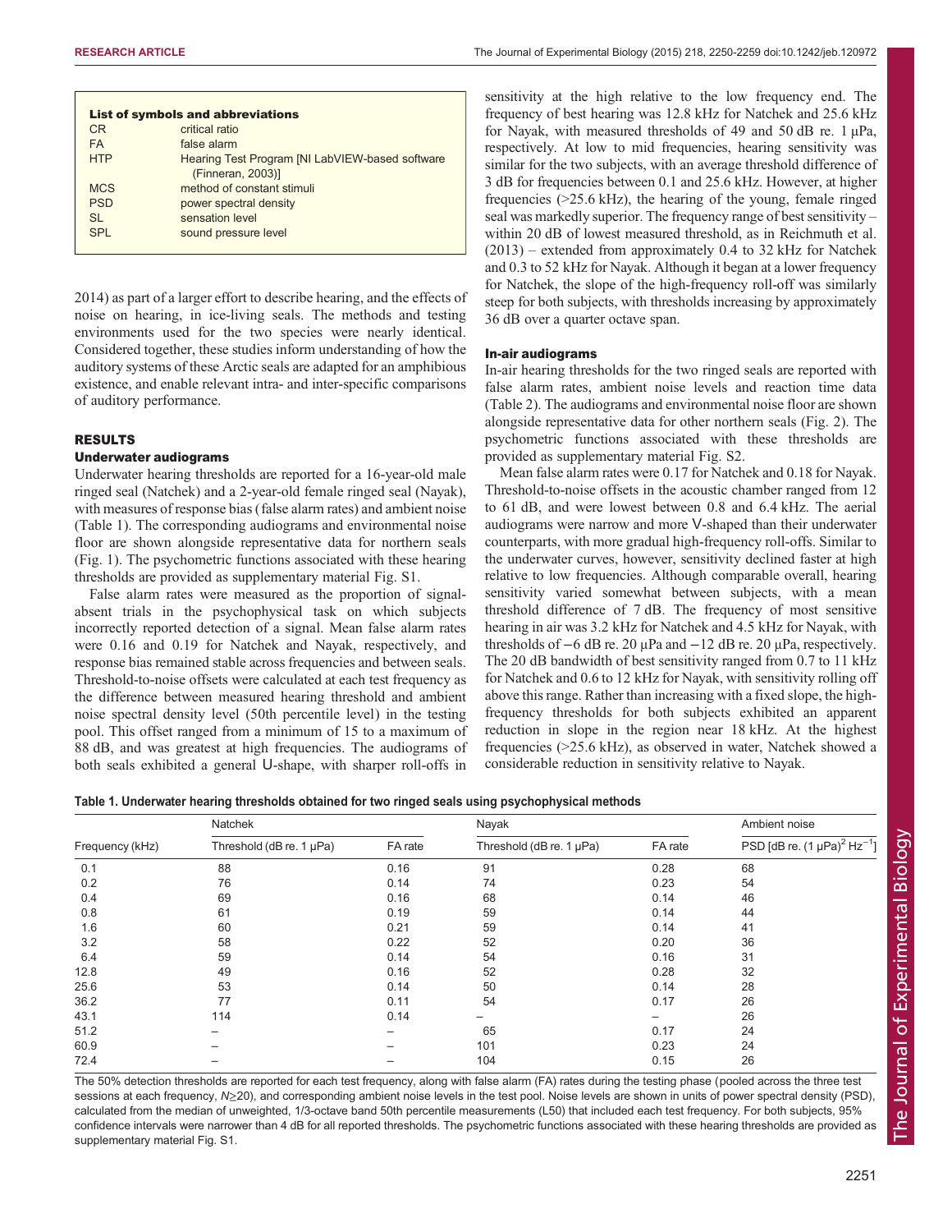| List of symbols and abbreviations | |
|---|---|
| CR | critical ratio |
| FA | false alarm |
| HTP | Hearing Test Program [NI LabVIEW-based software (Finneran, 2003)] |
| MCS | method of constant stimuli |
| PSD | power spectral density |
| SL | sensation level |
| SPL | sound pressure level |

2014) as part of a larger effort to describe hearing, and the effects of noise on hearing, in ice-living seals. The methods and testing environments used for the two species were nearly identical. Considered together, these studies inform understanding of how the auditory systems of these Arctic seals are adapted for an amphibious existence, and enable relevant intra- and inter-specific comparisons of auditory performance.

## RESULTS

### Underwater audiograms

Underwater hearing thresholds are reported for a 16-year-old male ringed seal (Natchek) and a 2-year-old female ringed seal (Nayak), with measures of response bias (false alarm rates) and ambient noise (Table 1). The corresponding audiograms and environmental noise floor are shown alongside representative data for northern seals (Fig. 1). The psychometric functions associated with these hearing thresholds are provided as supplementary material Fig. S1.

False alarm rates were measured as the proportion of signal-absent trials in the psychophysical task on which subjects incorrectly reported detection of a signal. Mean false alarm rates were 0.16 and 0.19 for Natchek and Nayak, respectively, and response bias remained stable across frequencies and between seals. Threshold-to-noise offsets were calculated at each test frequency as the difference between measured hearing threshold and ambient noise spectral density level (50th percentile level) in the testing pool. This offset ranged from a minimum of 15 to a maximum of 88 dB, and was greatest at high frequencies. The audiograms of both seals exhibited a general U-shape, with sharper roll-offs in sensitivity at the high relative to the low frequency end. The frequency of best hearing was 12.8 kHz for Natchek and 25.6 kHz for Nayak, with measured thresholds of 49 and 50 dB re. 1 µPa, respectively. At low to mid frequencies, hearing sensitivity was similar for the two subjects, with an average threshold difference of 3 dB for frequencies between 0.1 and 25.6 kHz. However, at higher frequencies (>25.6 kHz), the hearing of the young, female ringed seal was markedly superior. The frequency range of best sensitivity – within 20 dB of lowest measured threshold, as in Reichmuth et al. (2013) – extended from approximately 0.4 to 32 kHz for Natchek and 0.3 to 52 kHz for Nayak. Although it began at a lower frequency for Natchek, the slope of the high-frequency roll-off was similarly steep for both subjects, with thresholds increasing by approximately 36 dB over a quarter octave span.

### In-air audiograms

In-air hearing thresholds for the two ringed seals are reported with false alarm rates, ambient noise levels and reaction time data (Table 2). The audiograms and environmental noise floor are shown alongside representative data for other northern seals (Fig. 2). The psychometric functions associated with these thresholds are provided as supplementary material Fig. S2.

Mean false alarm rates were 0.17 for Natchek and 0.18 for Nayak. Threshold-to-noise offsets in the acoustic chamber ranged from 12 to 61 dB, and were lowest between 0.8 and 6.4 kHz. The aerial audiograms were narrow and more V-shaped than their underwater counterparts, with more gradual high-frequency roll-offs. Similar to the underwater curves, however, sensitivity declined faster at high relative to low frequencies. Although comparable overall, hearing sensitivity varied somewhat between subjects, with a mean threshold difference of 7 dB. The frequency of most sensitive hearing in air was 3.2 kHz for Natchek and 4.5 kHz for Nayak, with thresholds of −6 dB re. 20 µPa and −12 dB re. 20 µPa, respectively. The 20 dB bandwidth of best sensitivity ranged from 0.7 to 11 kHz for Natchek and 0.6 to 12 kHz for Nayak, with sensitivity rolling off above this range. Rather than increasing with a fixed slope, the high-frequency thresholds for both subjects exhibited an apparent reduction in slope in the region near 18 kHz. At the highest frequencies (>25.6 kHz), as observed in water, Natchek showed a considerable reduction in sensitivity relative to Nayak.

**Table 1. Underwater hearing thresholds obtained for two ringed seals using psychophysical methods**

| | Natchek | | Nayak | | Ambient noise |
|---|---|---|---|---|---|
| Frequency (kHz) | Threshold (dB re. 1 µPa) | FA rate | Threshold (dB re. 1 µPa) | FA rate | PSD [dB re. (1 µPa)$^2$ Hz$^{-1}$] |
| 0.1 | 88 | 0.16 | 91 | 0.28 | 68 |
| 0.2 | 76 | 0.14 | 74 | 0.23 | 54 |
| 0.4 | 69 | 0.16 | 68 | 0.14 | 46 |
| 0.8 | 61 | 0.19 | 59 | 0.14 | 44 |
| 1.6 | 60 | 0.21 | 59 | 0.14 | 41 |
| 3.2 | 58 | 0.22 | 52 | 0.20 | 36 |
| 6.4 | 59 | 0.14 | 54 | 0.16 | 31 |
| 12.8 | 49 | 0.16 | 52 | 0.28 | 32 |
| 25.6 | 53 | 0.14 | 50 | 0.14 | 28 |
| 36.2 | 77 | 0.11 | 54 | 0.17 | 26 |
| 43.1 | 114 | 0.14 | – | – | 26 |
| 51.2 | – | – | 65 | 0.17 | 24 |
| 60.9 | – | – | 101 | 0.23 | 24 |
| 72.4 | – | – | 104 | 0.15 | 26 |

The 50% detection thresholds are reported for each test frequency, along with false alarm (FA) rates during the testing phase (pooled across the three test sessions at each frequency, $N \geq 20$), and corresponding ambient noise levels in the test pool. Noise levels are shown in units of power spectral density (PSD), calculated from the median of unweighted, 1/3-octave band 50th percentile measurements (L50) that included each test frequency. For both subjects, 95% confidence intervals were narrower than 4 dB for all reported thresholds. The psychometric functions associated with these hearing thresholds are provided as supplementary material Fig. S1.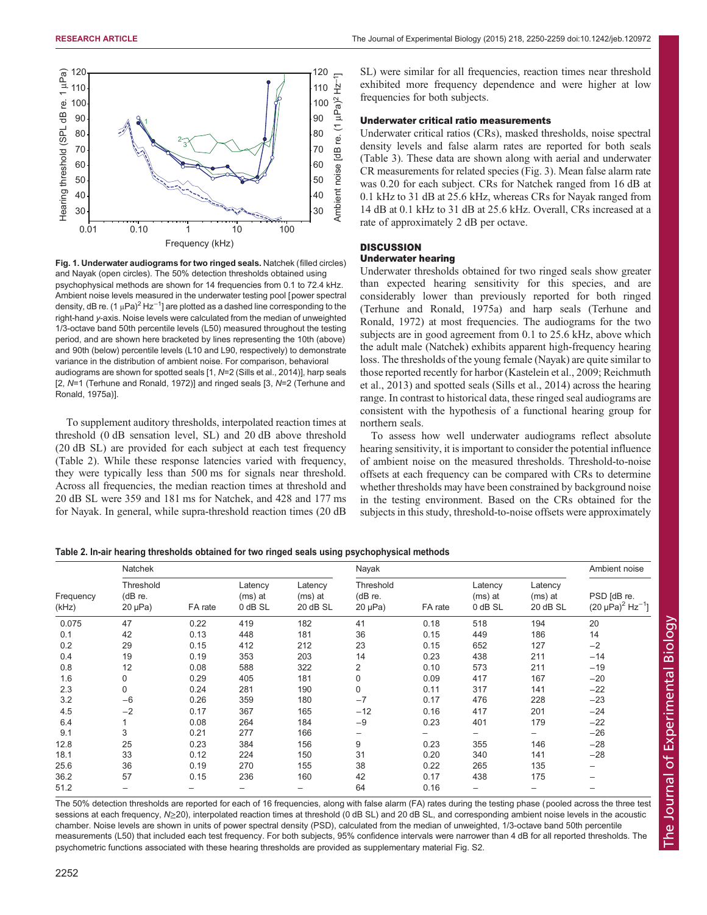Fig. 1. Underwater audiograms for two ringed seals. Natchek (filled circles) and Nayak (open circles). The 50% detection thresholds obtained using psychophysical methods are shown for 14 frequencies from 0.1 to 72.4 kHz. Ambient noise levels measured in the underwater testing pool [power spectral density, dB re. (1 μPa)$^2$ Hz$^{-1}$] are plotted as a dashed line corresponding to the right-hand y-axis. Noise levels were calculated from the median of unweighted 1/3-octave band 50th percentile levels (L50) measured throughout the testing period, and are shown here bracketed by lines representing the 10th (above) and 90th (below) percentile levels (L10 and L90, respectively) to demonstrate variance in the distribution of ambient noise. For comparison, behavioral audiograms are shown for spotted seals [1, N=2 (Sills et al., 2014)], harp seals [2, N=1 (Terhune and Ronald, 1972)] and ringed seals [3, N=2 (Terhune and Ronald, 1975a)].

To supplement auditory thresholds, interpolated reaction times at threshold (0 dB sensation level, SL) and 20 dB above threshold (20 dB SL) are provided for each subject at each test frequency (Table 2). While these response latencies varied with frequency, they were typically less than 500 ms for signals near threshold. Across all frequencies, the median reaction times at threshold and 20 dB SL were 359 and 181 ms for Natchek, and 428 and 177 ms for Nayak. In general, while supra-threshold reaction times (20 dB SL) were similar for all frequencies, reaction times near threshold exhibited more frequency dependence and were higher at low frequencies for both subjects.

### Underwater critical ratio measurements

Underwater critical ratios (CRs), masked thresholds, noise spectral density levels and false alarm rates are reported for both seals (Table 3). These data are shown along with aerial and underwater CR measurements for related species (Fig. 3). Mean false alarm rate was 0.20 for each subject. CRs for Natchek ranged from 16 dB at 0.1 kHz to 31 dB at 25.6 kHz, whereas CRs for Nayak ranged from 14 dB at 0.1 kHz to 31 dB at 25.6 kHz. Overall, CRs increased at a rate of approximately 2 dB per octave.

## DISCUSSION

### Underwater hearing

Underwater thresholds obtained for two ringed seals show greater than expected hearing sensitivity for this species, and are considerably lower than previously reported for both ringed (Terhune and Ronald, 1975a) and harp seals (Terhune and Ronald, 1972) at most frequencies. The audiograms for the two subjects are in good agreement from 0.1 to 25.6 kHz, above which the adult male (Natchek) exhibits apparent high-frequency hearing loss. The thresholds of the young female (Nayak) are quite similar to those reported recently for harbor (Kastelein et al., 2009; Reichmuth et al., 2013) and spotted seals (Sills et al., 2014) across the hearing range. In contrast to historical data, these ringed seal audiograms are consistent with the hypothesis of a functional hearing group for northern seals.

To assess how well underwater audiograms reflect absolute hearing sensitivity, it is important to consider the potential influence of ambient noise on the measured thresholds. Threshold-to-noise offsets at each frequency can be compared with CRs to determine whether thresholds may have been constrained by background noise in the testing environment. Based on the CRs obtained for the subjects in this study, threshold-to-noise offsets were approximately

**Table 2. In-air hearing thresholds obtained for two ringed seals using psychophysical methods**

| | Natchek | | | | Nayak | | | | Ambient noise |
|---|---|---|---|---|---|---|---|---|---|
| Frequency (kHz) | Threshold (dB re. 20 μPa) | FA rate | Latency (ms) at 0 dB SL | Latency (ms) at 20 dB SL | Threshold (dB re. 20 μPa) | FA rate | Latency (ms) at 0 dB SL | Latency (ms) at 20 dB SL | PSD [dB re. (20 μPa)$^2$ Hz$^{-1}$] |
| 0.075 | 47 | 0.22 | 419 | 182 | 41 | 0.18 | 518 | 194 | 20 |
| 0.1 | 42 | 0.13 | 448 | 181 | 36 | 0.15 | 449 | 186 | 14 |
| 0.2 | 29 | 0.15 | 412 | 212 | 23 | 0.15 | 652 | 127 | −2 |
| 0.4 | 19 | 0.19 | 353 | 203 | 14 | 0.23 | 438 | 211 | −14 |
| 0.8 | 12 | 0.08 | 588 | 322 | 2 | 0.10 | 573 | 211 | −19 |
| 1.6 | 0 | 0.29 | 405 | 181 | 0 | 0.09 | 417 | 167 | −20 |
| 2.3 | 0 | 0.24 | 281 | 190 | 0 | 0.11 | 317 | 141 | −22 |
| 3.2 | −6 | 0.26 | 359 | 180 | −7 | 0.17 | 476 | 228 | −23 |
| 4.5 | −2 | 0.17 | 367 | 165 | −12 | 0.16 | 417 | 201 | −24 |
| 6.4 | 1 | 0.08 | 264 | 184 | −9 | 0.23 | 401 | 179 | −22 |
| 9.1 | 3 | 0.21 | 277 | 166 | – | – | – | – | −26 |
| 12.8 | 25 | 0.23 | 384 | 156 | 9 | 0.23 | 355 | 146 | −28 |
| 18.1 | 33 | 0.12 | 224 | 150 | 31 | 0.20 | 340 | 141 | −28 |
| 25.6 | 36 | 0.19 | 270 | 155 | 38 | 0.22 | 265 | 135 | – |
| 36.2 | 57 | 0.15 | 236 | 160 | 42 | 0.17 | 438 | 175 | – |
| 51.2 | – | – | – | – | 64 | 0.16 | – | – | – |

The 50% detection thresholds are reported for each of 16 frequencies, along with false alarm (FA) rates during the testing phase (pooled across the three test sessions at each frequency, N≥20), interpolated reaction times at threshold (0 dB SL) and 20 dB SL, and corresponding ambient noise levels in the acoustic chamber. Noise levels are shown in units of power spectral density (PSD), calculated from the median of unweighted, 1/3-octave band 50th percentile measurements (L50) that included each test frequency. For both subjects, 95% confidence intervals were narrower than 4 dB for all reported thresholds. The psychometric functions associated with these hearing thresholds are provided as supplementary material Fig. S2.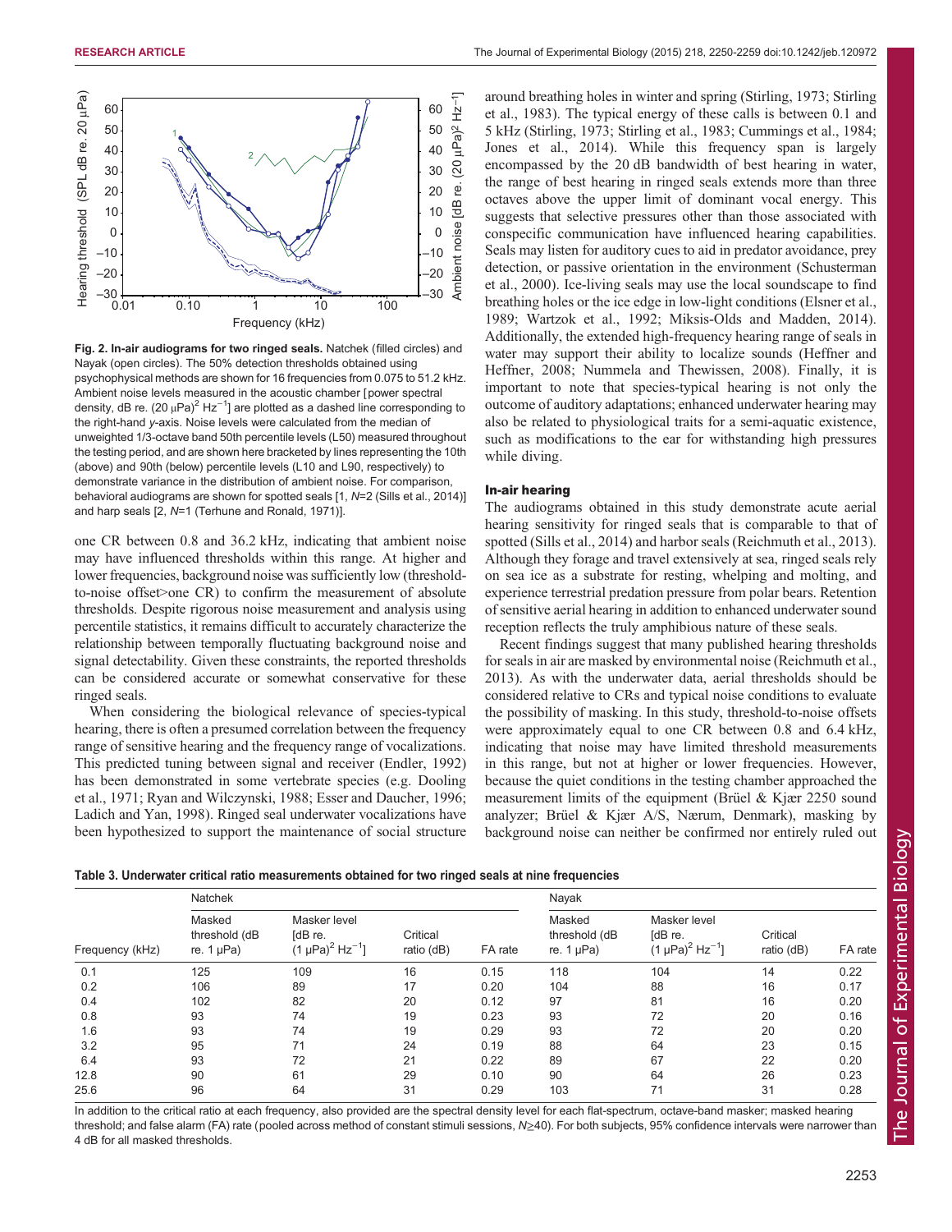**Fig. 2. In-air audiograms for two ringed seals.** Natchek (filled circles) and Nayak (open circles). The 50% detection thresholds obtained using psychophysical methods are shown for 16 frequencies from 0.075 to 51.2 kHz. Ambient noise levels measured in the acoustic chamber [power spectral density, dB re. (20 µPa)$^2$ Hz$^{-1}$] are plotted as a dashed line corresponding to the right-hand *y*-axis. Noise levels were calculated from the median of unweighted 1/3-octave band 50th percentile levels (L50) measured throughout the testing period, and are shown here bracketed by lines representing the 10th (above) and 90th (below) percentile levels (L10 and L90, respectively) to demonstrate variance in the distribution of ambient noise. For comparison, behavioral audiograms are shown for spotted seals [1, *N*=2 (Sills et al., 2014)] and harp seals [2, *N*=1 (Terhune and Ronald, 1971)].

one CR between 0.8 and 36.2 kHz, indicating that ambient noise may have influenced thresholds within this range. At higher and lower frequencies, background noise was sufficiently low (threshold-to-noise offset>one CR) to confirm the measurement of absolute thresholds. Despite rigorous noise measurement and analysis using percentile statistics, it remains difficult to accurately characterize the relationship between temporally fluctuating background noise and signal detectability. Given these constraints, the reported thresholds can be considered accurate or somewhat conservative for these ringed seals.

When considering the biological relevance of species-typical hearing, there is often a presumed correlation between the frequency range of sensitive hearing and the frequency range of vocalizations. This predicted tuning between signal and receiver (Endler, 1992) has been demonstrated in some vertebrate species (e.g. Dooling et al., 1971; Ryan and Wilczynski, 1988; Esser and Daucher, 1996; Ladich and Yan, 1998). Ringed seal underwater vocalizations have been hypothesized to support the maintenance of social structure around breathing holes in winter and spring (Stirling, 1973; Stirling et al., 1983). The typical energy of these calls is between 0.1 and 5 kHz (Stirling, 1973; Stirling et al., 1983; Cummings et al., 1984; Jones et al., 2014). While this frequency span is largely encompassed by the 20 dB bandwidth of best hearing in water, the range of best hearing in ringed seals extends more than three octaves above the upper limit of dominant vocal energy. This suggests that selective pressures other than those associated with conspecific communication have influenced hearing capabilities. Seals may listen for auditory cues to aid in predator avoidance, prey detection, or passive orientation in the environment (Schusterman et al., 2000). Ice-living seals may use the local soundscape to find breathing holes or the ice edge in low-light conditions (Elsner et al., 1989; Wartzok et al., 1992; Miksis-Olds and Madden, 2014). Additionally, the extended high-frequency hearing range of seals in water may support their ability to localize sounds (Heffner and Heffner, 2008; Nummela and Thewissen, 2008). Finally, it is important to note that species-typical hearing is not only the outcome of auditory adaptations; enhanced underwater hearing may also be related to physiological traits for a semi-aquatic existence, such as modifications to the ear for withstanding high pressures while diving.

### In-air hearing

The audiograms obtained in this study demonstrate acute aerial hearing sensitivity for ringed seals that is comparable to that of spotted (Sills et al., 2014) and harbor seals (Reichmuth et al., 2013). Although they forage and travel extensively at sea, ringed seals rely on sea ice as a substrate for resting, whelping and molting, and experience terrestrial predation pressure from polar bears. Retention of sensitive aerial hearing in addition to enhanced underwater sound reception reflects the truly amphibious nature of these seals.

Recent findings suggest that many published hearing thresholds for seals in air are masked by environmental noise (Reichmuth et al., 2013). As with the underwater data, aerial thresholds should be considered relative to CRs and typical noise conditions to evaluate the possibility of masking. In this study, threshold-to-noise offsets were approximately equal to one CR between 0.8 and 6.4 kHz, indicating that noise may have limited threshold measurements in this range, but not at higher or lower frequencies. However, because the quiet conditions in the testing chamber approached the measurement limits of the equipment (Brüel & Kjær 2250 sound analyzer; Brüel & Kjær A/S, Nærum, Denmark), masking by background noise can neither be confirmed nor entirely ruled out

**Table 3. Underwater critical ratio measurements obtained for two ringed seals at nine frequencies**

| | Natchek | | | | Nayak | | | |
|---|---|---|---|---|---|---|---|---|
| Frequency (kHz) | Masked threshold (dB re. 1 µPa) | Masker level [dB re. (1 µPa)$^2$ Hz$^{-1}$] | Critical ratio (dB) | FA rate | Masked threshold (dB re. 1 µPa) | Masker level [dB re. (1 µPa)$^2$ Hz$^{-1}$] | Critical ratio (dB) | FA rate |
| 0.1 | 125 | 109 | 16 | 0.15 | 118 | 104 | 14 | 0.22 |
| 0.2 | 106 | 89 | 17 | 0.20 | 104 | 88 | 16 | 0.17 |
| 0.4 | 102 | 82 | 20 | 0.12 | 97 | 81 | 16 | 0.20 |
| 0.8 | 93 | 74 | 19 | 0.23 | 93 | 72 | 20 | 0.16 |
| 1.6 | 93 | 74 | 19 | 0.29 | 93 | 72 | 20 | 0.20 |
| 3.2 | 95 | 71 | 24 | 0.19 | 88 | 64 | 23 | 0.15 |
| 6.4 | 93 | 72 | 21 | 0.22 | 89 | 67 | 22 | 0.20 |
| 12.8 | 90 | 61 | 29 | 0.10 | 90 | 64 | 26 | 0.23 |
| 25.6 | 96 | 64 | 31 | 0.29 | 103 | 71 | 31 | 0.28 |

In addition to the critical ratio at each frequency, also provided are the spectral density level for each flat-spectrum, octave-band masker; masked hearing threshold; and false alarm (FA) rate (pooled across method of constant stimuli sessions, $N \geq 40$). For both subjects, 95% confidence intervals were narrower than 4 dB for all masked thresholds.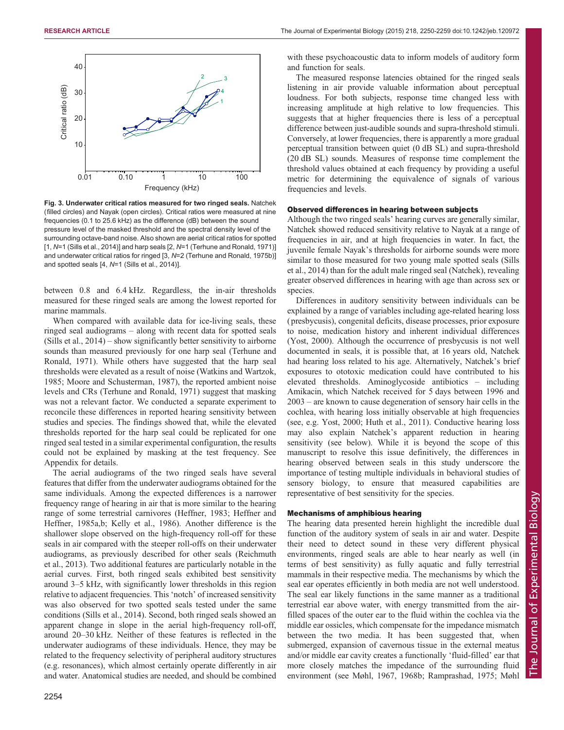Critical ratio (dB)

40

30

20

10

0.01 0.10 1 10 100

Frequency (kHz)

2 3 4 1

**Fig. 3. Underwater critical ratios measured for two ringed seals.** Natchek (filled circles) and Nayak (open circles). Critical ratios were measured at nine frequencies (0.1 to 25.6 kHz) as the difference (dB) between the sound pressure level of the masked threshold and the spectral density level of the surrounding octave-band noise. Also shown are aerial critical ratios for spotted [1, *N*=1 (Sills et al., 2014)] and harp seals [2, *N*=1 (Terhune and Ronald, 1971)] and underwater critical ratios for ringed [3, *N*=2 (Terhune and Ronald, 1975b)] and spotted seals [4, *N*=1 (Sills et al., 2014)].

between 0.8 and 6.4 kHz. Regardless, the in-air thresholds measured for these ringed seals are among the lowest reported for marine mammals.

When compared with available data for ice-living seals, these ringed seal audiograms – along with recent data for spotted seals (Sills et al., 2014) – show significantly better sensitivity to airborne sounds than measured previously for one harp seal (Terhune and Ronald, 1971). While others have suggested that the harp seal thresholds were elevated as a result of noise (Watkins and Wartzok, 1985; Moore and Schusterman, 1987), the reported ambient noise levels and CRs (Terhune and Ronald, 1971) suggest that masking was not a relevant factor. We conducted a separate experiment to reconcile these differences in reported hearing sensitivity between studies and species. The findings showed that, while the elevated thresholds reported for the harp seal could be replicated for one ringed seal tested in a similar experimental configuration, the results could not be explained by masking at the test frequency. See Appendix for details.

The aerial audiograms of the two ringed seals have several features that differ from the underwater audiograms obtained for the same individuals. Among the expected differences is a narrower frequency range of hearing in air that is more similar to the hearing range of some terrestrial carnivores (Heffner, 1983; Heffner and Heffner, 1985a,b; Kelly et al., 1986). Another difference is the shallower slope observed on the high-frequency roll-off for these seals in air compared with the steeper roll-offs on their underwater audiograms, as previously described for other seals (Reichmuth et al., 2013). Two additional features are particularly notable in the aerial curves. First, both ringed seals exhibited best sensitivity around 3–5 kHz, with significantly lower thresholds in this region relative to adjacent frequencies. This 'notch' of increased sensitivity was also observed for two spotted seals tested under the same conditions (Sills et al., 2014). Second, both ringed seals showed an apparent change in slope in the aerial high-frequency roll-off, around 20–30 kHz. Neither of these features is reflected in the underwater audiograms of these individuals. Hence, they may be related to the frequency selectivity of peripheral auditory structures (e.g. resonances), which almost certainly operate differently in air and water. Anatomical studies are needed, and should be combined with these psychoacoustic data to inform models of auditory form and function for seals.

The measured response latencies obtained for the ringed seals listening in air provide valuable information about perceptual loudness. For both subjects, response time changed less with increasing amplitude at high relative to low frequencies. This suggests that at higher frequencies there is less of a perceptual difference between just-audible sounds and supra-threshold stimuli. Conversely, at lower frequencies, there is apparently a more gradual perceptual transition between quiet (0 dB SL) and supra-threshold (20 dB SL) sounds. Measures of response time complement the threshold values obtained at each frequency by providing a useful metric for determining the equivalence of signals of various frequencies and levels.

#### Observed differences in hearing between subjects

Although the two ringed seals' hearing curves are generally similar, Natchek showed reduced sensitivity relative to Nayak at a range of frequencies in air, and at high frequencies in water. In fact, the juvenile female Nayak's thresholds for airborne sounds were more similar to those measured for two young male spotted seals (Sills et al., 2014) than for the adult male ringed seal (Natchek), revealing greater observed differences in hearing with age than across sex or species.

Differences in auditory sensitivity between individuals can be explained by a range of variables including age-related hearing loss (presbycusis), congenital deficits, disease processes, prior exposure to noise, medication history and inherent individual differences (Yost, 2000). Although the occurrence of presbycusis is not well documented in seals, it is possible that, at 16 years old, Natchek had hearing loss related to his age. Alternatively, Natchek's brief exposures to ototoxic medication could have contributed to his elevated thresholds. Aminoglycoside antibiotics – including Amikacin, which Natchek received for 5 days between 1996 and 2003 – are known to cause degeneration of sensory hair cells in the cochlea, with hearing loss initially observable at high frequencies (see, e.g. Yost, 2000; Huth et al., 2011). Conductive hearing loss may also explain Natchek's apparent reduction in hearing sensitivity (see below). While it is beyond the scope of this manuscript to resolve this issue definitively, the differences in hearing observed between seals in this study underscore the importance of testing multiple individuals in behavioral studies of sensory biology, to ensure that measured capabilities are representative of best sensitivity for the species.

#### Mechanisms of amphibious hearing

The hearing data presented herein highlight the incredible dual function of the auditory system of seals in air and water. Despite their need to detect sound in these very different physical environments, ringed seals are able to hear nearly as well (in terms of best sensitivity) as fully aquatic and fully terrestrial mammals in their respective media. The mechanisms by which the seal ear operates efficiently in both media are not well understood. The seal ear likely functions in the same manner as a traditional terrestrial ear above water, with energy transmitted from the air-filled spaces of the outer ear to the fluid within the cochlea via the middle ear ossicles, which compensate for the impedance mismatch between the two media. It has been suggested that, when submerged, expansion of cavernous tissue in the external meatus and/or middle ear cavity creates a functionally 'fluid-filled' ear that more closely matches the impedance of the surrounding fluid environment (see Møhl, 1967, 1968b; Ramprashad, 1975; Møhl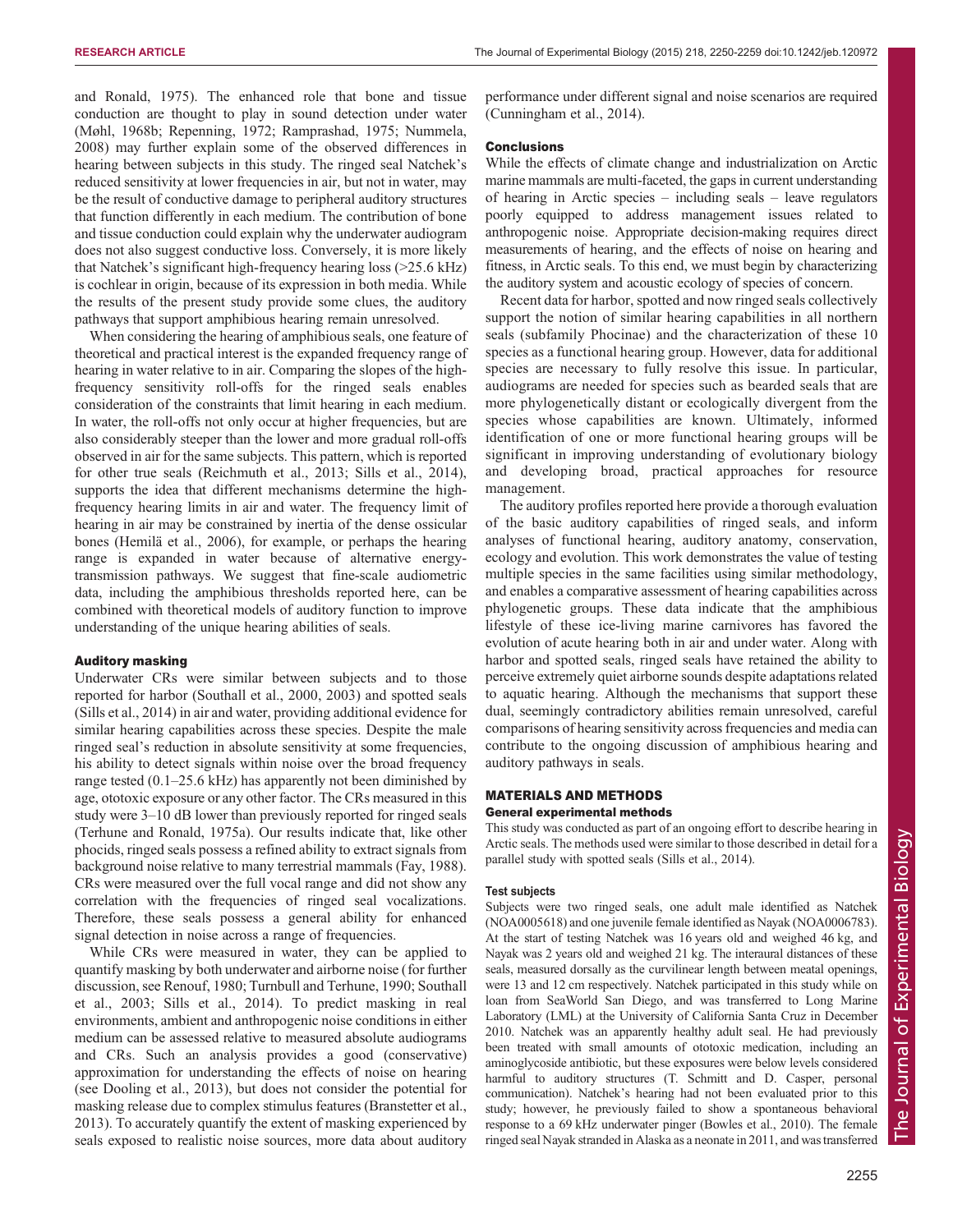and Ronald, 1975). The enhanced role that bone and tissue conduction are thought to play in sound detection under water (Møhl, 1968b; Repenning, 1972; Ramprashad, 1975; Nummela, 2008) may further explain some of the observed differences in hearing between subjects in this study. The ringed seal Natchek's reduced sensitivity at lower frequencies in air, but not in water, may be the result of conductive damage to peripheral auditory structures that function differently in each medium. The contribution of bone and tissue conduction could explain why the underwater audiogram does not also suggest conductive loss. Conversely, it is more likely that Natchek's significant high-frequency hearing loss (>25.6 kHz) is cochlear in origin, because of its expression in both media. While the results of the present study provide some clues, the auditory pathways that support amphibious hearing remain unresolved.

When considering the hearing of amphibious seals, one feature of theoretical and practical interest is the expanded frequency range of hearing in water relative to in air. Comparing the slopes of the high-frequency sensitivity roll-offs for the ringed seals enables consideration of the constraints that limit hearing in each medium. In water, the roll-offs not only occur at higher frequencies, but are also considerably steeper than the lower and more gradual roll-offs observed in air for the same subjects. This pattern, which is reported for other true seals (Reichmuth et al., 2013; Sills et al., 2014), supports the idea that different mechanisms determine the high-frequency hearing limits in air and water. The frequency limit of hearing in air may be constrained by inertia of the dense ossicular bones (Hemilä et al., 2006), for example, or perhaps the hearing range is expanded in water because of alternative energy-transmission pathways. We suggest that fine-scale audiometric data, including the amphibious thresholds reported here, can be combined with theoretical models of auditory function to improve understanding of the unique hearing abilities of seals.

### Auditory masking

Underwater CRs were similar between subjects and to those reported for harbor (Southall et al., 2000, 2003) and spotted seals (Sills et al., 2014) in air and water, providing additional evidence for similar hearing capabilities across these species. Despite the male ringed seal's reduction in absolute sensitivity at some frequencies, his ability to detect signals within noise over the broad frequency range tested (0.1–25.6 kHz) has apparently not been diminished by age, ototoxic exposure or any other factor. The CRs measured in this study were 3–10 dB lower than previously reported for ringed seals (Terhune and Ronald, 1975a). Our results indicate that, like other phocids, ringed seals possess a refined ability to extract signals from background noise relative to many terrestrial mammals (Fay, 1988). CRs were measured over the full vocal range and did not show any correlation with the frequencies of ringed seal vocalizations. Therefore, these seals possess a general ability for enhanced signal detection in noise across a range of frequencies.

While CRs were measured in water, they can be applied to quantify masking by both underwater and airborne noise (for further discussion, see Renouf, 1980; Turnbull and Terhune, 1990; Southall et al., 2003; Sills et al., 2014). To predict masking in real environments, ambient and anthropogenic noise conditions in either medium can be assessed relative to measured absolute audiograms and CRs. Such an analysis provides a good (conservative) approximation for understanding the effects of noise on hearing (see Dooling et al., 2013), but does not consider the potential for masking release due to complex stimulus features (Branstetter et al., 2013). To accurately quantify the extent of masking experienced by seals exposed to realistic noise sources, more data about auditory performance under different signal and noise scenarios are required (Cunningham et al., 2014).

### Conclusions

While the effects of climate change and industrialization on Arctic marine mammals are multi-faceted, the gaps in current understanding of hearing in Arctic species – including seals – leave regulators poorly equipped to address management issues related to anthropogenic noise. Appropriate decision-making requires direct measurements of hearing, and the effects of noise on hearing and fitness, in Arctic seals. To this end, we must begin by characterizing the auditory system and acoustic ecology of species of concern.

Recent data for harbor, spotted and now ringed seals collectively support the notion of similar hearing capabilities in all northern seals (subfamily Phocinae) and the characterization of these 10 species as a functional hearing group. However, data for additional species are necessary to fully resolve this issue. In particular, audiograms are needed for species such as bearded seals that are more phylogenetically distant or ecologically divergent from the species whose capabilities are known. Ultimately, informed identification of one or more functional hearing groups will be significant in improving understanding of evolutionary biology and developing broad, practical approaches for resource management.

The auditory profiles reported here provide a thorough evaluation of the basic auditory capabilities of ringed seals, and inform analyses of functional hearing, auditory anatomy, conservation, ecology and evolution. This work demonstrates the value of testing multiple species in the same facilities using similar methodology, and enables a comparative assessment of hearing capabilities across phylogenetic groups. These data indicate that the amphibious lifestyle of these ice-living marine carnivores has favored the evolution of acute hearing both in air and under water. Along with harbor and spotted seals, ringed seals have retained the ability to perceive extremely quiet airborne sounds despite adaptations related to aquatic hearing. Although the mechanisms that support these dual, seemingly contradictory abilities remain unresolved, careful comparisons of hearing sensitivity across frequencies and media can contribute to the ongoing discussion of amphibious hearing and auditory pathways in seals.

## MATERIALS AND METHODS

### General experimental methods

This study was conducted as part of an ongoing effort to describe hearing in Arctic seals. The methods used were similar to those described in detail for a parallel study with spotted seals (Sills et al., 2014).

### Test subjects

Subjects were two ringed seals, one adult male identified as Natchek (NOA0005618) and one juvenile female identified as Nayak (NOA0006783). At the start of testing Natchek was 16 years old and weighed 46 kg, and Nayak was 2 years old and weighed 21 kg. The interaural distances of these seals, measured dorsally as the curvilinear length between meatal openings, were 13 and 12 cm respectively. Natchek participated in this study while on loan from SeaWorld San Diego, and was transferred to Long Marine Laboratory (LML) at the University of California Santa Cruz in December 2010. Natchek was an apparently healthy adult seal. He had previously been treated with small amounts of ototoxic medication, including an aminoglycoside antibiotic, but these exposures were below levels considered harmful to auditory structures (T. Schmitt and D. Casper, personal communication). Natchek's hearing had not been evaluated prior to this study; however, he previously failed to show a spontaneous behavioral response to a 69 kHz underwater pinger (Bowles et al., 2010). The female ringed seal Nayak stranded in Alaska as a neonate in 2011, and was transferred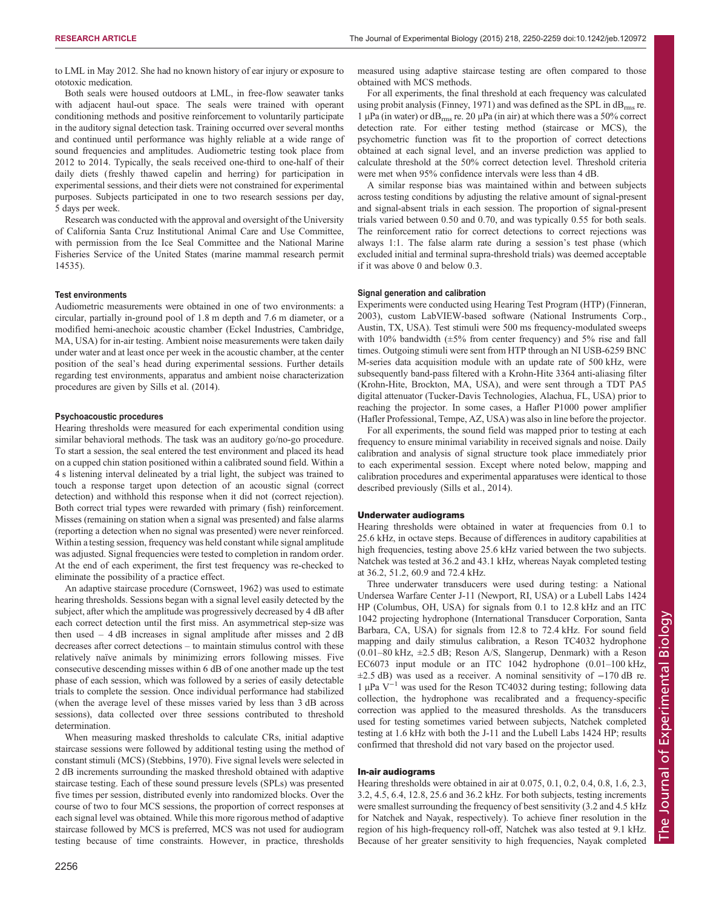to LML in May 2012. She had no known history of ear injury or exposure to ototoxic medication.

Both seals were housed outdoors at LML, in free-flow seawater tanks with adjacent haul-out space. The seals were trained with operant conditioning methods and positive reinforcement to voluntarily participate in the auditory signal detection task. Training occurred over several months and continued until performance was highly reliable at a wide range of sound frequencies and amplitudes. Audiometric testing took place from 2012 to 2014. Typically, the seals received one-third to one-half of their daily diets (freshly thawed capelin and herring) for participation in experimental sessions, and their diets were not constrained for experimental purposes. Subjects participated in one to two research sessions per day, 5 days per week.

Research was conducted with the approval and oversight of the University of California Santa Cruz Institutional Animal Care and Use Committee, with permission from the Ice Seal Committee and the National Marine Fisheries Service of the United States (marine mammal research permit 14535).

#### Test environments

Audiometric measurements were obtained in one of two environments: a circular, partially in-ground pool of 1.8 m depth and 7.6 m diameter, or a modified hemi-anechoic acoustic chamber (Eckel Industries, Cambridge, MA, USA) for in-air testing. Ambient noise measurements were taken daily under water and at least once per week in the acoustic chamber, at the center position of the seal's head during experimental sessions. Further details regarding test environments, apparatus and ambient noise characterization procedures are given by Sills et al. (2014).

#### Psychoacoustic procedures

Hearing thresholds were measured for each experimental condition using similar behavioral methods. The task was an auditory go/no-go procedure. To start a session, the seal entered the test environment and placed its head on a cupped chin station positioned within a calibrated sound field. Within a 4 s listening interval delineated by a trial light, the subject was trained to touch a response target upon detection of an acoustic signal (correct detection) and withhold this response when it did not (correct rejection). Both correct trial types were rewarded with primary (fish) reinforcement. Misses (remaining on station when a signal was presented) and false alarms (reporting a detection when no signal was presented) were never reinforced. Within a testing session, frequency was held constant while signal amplitude was adjusted. Signal frequencies were tested to completion in random order. At the end of each experiment, the first test frequency was re-checked to eliminate the possibility of a practice effect.

An adaptive staircase procedure (Cornsweet, 1962) was used to estimate hearing thresholds. Sessions began with a signal level easily detected by the subject, after which the amplitude was progressively decreased by 4 dB after each correct detection until the first miss. An asymmetrical step-size was then used – 4 dB increases in signal amplitude after misses and 2 dB decreases after correct detections – to maintain stimulus control with these relatively naïve animals by minimizing errors following misses. Five consecutive descending misses within 6 dB of one another made up the test phase of each session, which was followed by a series of easily detectable trials to complete the session. Once individual performance had stabilized (when the average level of these misses varied by less than 3 dB across sessions), data collected over three sessions contributed to threshold determination.

When measuring masked thresholds to calculate CRs, initial adaptive staircase sessions were followed by additional testing using the method of constant stimuli (MCS) (Stebbins, 1970). Five signal levels were selected in 2 dB increments surrounding the masked threshold obtained with adaptive staircase testing. Each of these sound pressure levels (SPLs) was presented five times per session, distributed evenly into randomized blocks. Over the course of two to four MCS sessions, the proportion of correct responses at each signal level was obtained. While this more rigorous method of adaptive staircase followed by MCS is preferred, MCS was not used for audiogram testing because of time constraints. However, in practice, thresholds measured using adaptive staircase testing are often compared to those obtained with MCS methods.

For all experiments, the final threshold at each frequency was calculated using probit analysis (Finney, 1971) and was defined as the SPL in $\mathrm{dB_{rms}}$ re. 1 µPa (in water) or $\mathrm{dB_{rms}}$ re. 20 µPa (in air) at which there was a 50% correct detection rate. For either testing method (staircase or MCS), the psychometric function was fit to the proportion of correct detections obtained at each signal level, and an inverse prediction was applied to calculate threshold at the 50% correct detection level. Threshold criteria were met when 95% confidence intervals were less than 4 dB.

A similar response bias was maintained within and between subjects across testing conditions by adjusting the relative amount of signal-present and signal-absent trials in each session. The proportion of signal-present trials varied between 0.50 and 0.70, and was typically 0.55 for both seals. The reinforcement ratio for correct detections to correct rejections was always 1:1. The false alarm rate during a session's test phase (which excluded initial and terminal supra-threshold trials) was deemed acceptable if it was above 0 and below 0.3.

#### Signal generation and calibration

Experiments were conducted using Hearing Test Program (HTP) (Finneran, 2003), custom LabVIEW-based software (National Instruments Corp., Austin, TX, USA). Test stimuli were 500 ms frequency-modulated sweeps with 10% bandwidth (±5% from center frequency) and 5% rise and fall times. Outgoing stimuli were sent from HTP through an NI USB-6259 BNC M-series data acquisition module with an update rate of 500 kHz, were subsequently band-pass filtered with a Krohn-Hite 3364 anti-aliasing filter (Krohn-Hite, Brockton, MA, USA), and were sent through a TDT PA5 digital attenuator (Tucker-Davis Technologies, Alachua, FL, USA) prior to reaching the projector. In some cases, a Hafler P1000 power amplifier (Hafler Professional, Tempe, AZ, USA) was also in line before the projector.

For all experiments, the sound field was mapped prior to testing at each frequency to ensure minimal variability in received signals and noise. Daily calibration and analysis of signal structure took place immediately prior to each experimental session. Except where noted below, mapping and calibration procedures and experimental apparatuses were identical to those described previously (Sills et al., 2014).

### Underwater audiograms

Hearing thresholds were obtained in water at frequencies from 0.1 to 25.6 kHz, in octave steps. Because of differences in auditory capabilities at high frequencies, testing above 25.6 kHz varied between the two subjects. Natchek was tested at 36.2 and 43.1 kHz, whereas Nayak completed testing at 36.2, 51.2, 60.9 and 72.4 kHz.

Three underwater transducers were used during testing: a National Undersea Warfare Center J-11 (Newport, RI, USA) or a Lubell Labs 1424 HP (Columbus, OH, USA) for signals from 0.1 to 12.8 kHz and an ITC 1042 projecting hydrophone (International Transducer Corporation, Santa Barbara, CA, USA) for signals from 12.8 to 72.4 kHz. For sound field mapping and daily stimulus calibration, a Reson TC4032 hydrophone (0.01–80 kHz, ±2.5 dB; Reson A/S, Slangerup, Denmark) with a Reson EC6073 input module or an ITC 1042 hydrophone (0.01–100 kHz, ±2.5 dB) was used as a receiver. A nominal sensitivity of −170 dB re. 1 µPa $\mathrm{V^{-1}}$ was used for the Reson TC4032 during testing; following data collection, the hydrophone was recalibrated and a frequency-specific correction was applied to the measured thresholds. As the transducers used for testing sometimes varied between subjects, Natchek completed testing at 1.6 kHz with both the J-11 and the Lubell Labs 1424 HP; results confirmed that threshold did not vary based on the projector used.

### In-air audiograms

Hearing thresholds were obtained in air at 0.075, 0.1, 0.2, 0.4, 0.8, 1.6, 2.3, 3.2, 4.5, 6.4, 12.8, 25.6 and 36.2 kHz. For both subjects, testing increments were smallest surrounding the frequency of best sensitivity (3.2 and 4.5 kHz for Natchek and Nayak, respectively). To achieve finer resolution in the region of his high-frequency roll-off, Natchek was also tested at 9.1 kHz. Because of her greater sensitivity to high frequencies, Nayak completed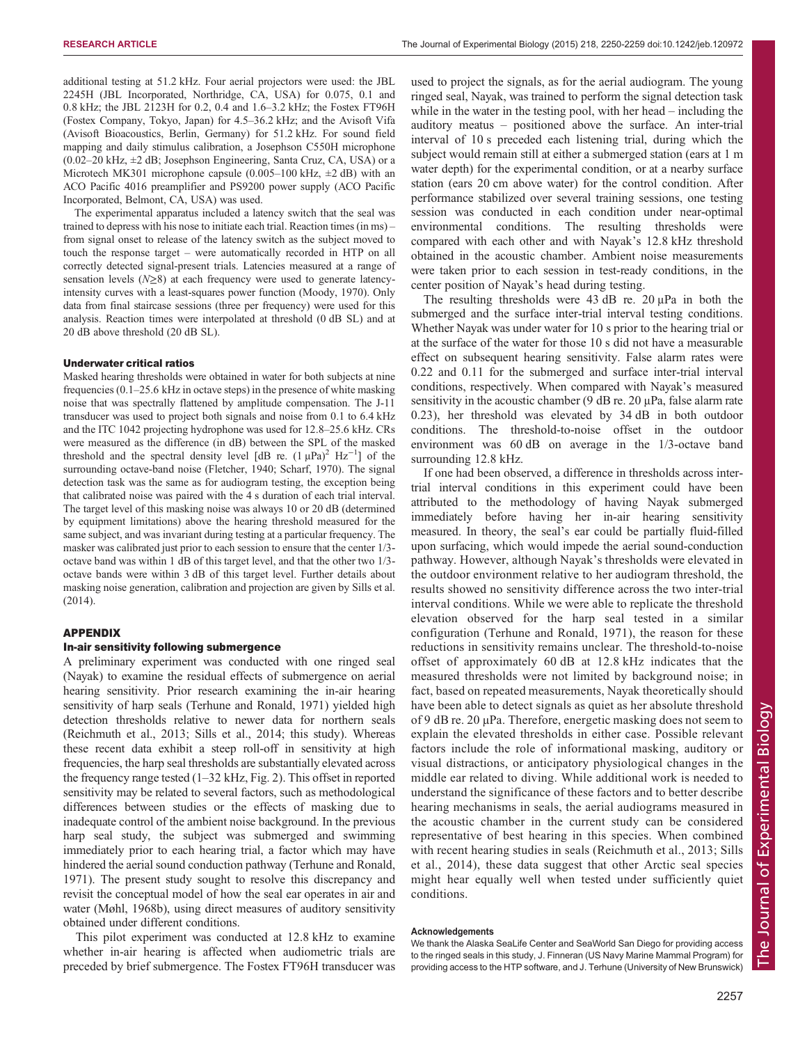additional testing at 51.2 kHz. Four aerial projectors were used: the JBL 2245H (JBL Incorporated, Northridge, CA, USA) for 0.075, 0.1 and 0.8 kHz; the JBL 2123H for 0.2, 0.4 and 1.6–3.2 kHz; the Fostex FT96H (Fostex Company, Tokyo, Japan) for 4.5–36.2 kHz; and the Avisoft Vifa (Avisoft Bioacoustics, Berlin, Germany) for 51.2 kHz. For sound field mapping and daily stimulus calibration, a Josephson C550H microphone (0.02–20 kHz, ±2 dB; Josephson Engineering, Santa Cruz, CA, USA) or a Microtech MK301 microphone capsule (0.005–100 kHz, ±2 dB) with an ACO Pacific 4016 preamplifier and PS9200 power supply (ACO Pacific Incorporated, Belmont, CA, USA) was used.

The experimental apparatus included a latency switch that the seal was trained to depress with his nose to initiate each trial. Reaction times (in ms) – from signal onset to release of the latency switch as the subject moved to touch the response target – were automatically recorded in HTP on all correctly detected signal-present trials. Latencies measured at a range of sensation levels ($N \geq 8$) at each frequency were used to generate latency-intensity curves with a least-squares power function (Moody, 1970). Only data from final staircase sessions (three per frequency) were used for this analysis. Reaction times were interpolated at threshold (0 dB SL) and at 20 dB above threshold (20 dB SL).

#### Underwater critical ratios

Masked hearing thresholds were obtained in water for both subjects at nine frequencies (0.1–25.6 kHz in octave steps) in the presence of white masking noise that was spectrally flattened by amplitude compensation. The J-11 transducer was used to project both signals and noise from 0.1 to 6.4 kHz and the ITC 1042 projecting hydrophone was used for 12.8–25.6 kHz. CRs were measured as the difference (in dB) between the SPL of the masked threshold and the spectral density level [dB re. $(1\ \mu\text{Pa})^2\ \text{Hz}^{-1}$] of the surrounding octave-band noise (Fletcher, 1940; Scharf, 1970). The signal detection task was the same as for audiogram testing, the exception being that calibrated noise was paired with the 4 s duration of each trial interval. The target level of this masking noise was always 10 or 20 dB (determined by equipment limitations) above the hearing threshold measured for the same subject, and was invariant during testing at a particular frequency. The masker was calibrated just prior to each session to ensure that the center 1/3-octave band was within 1 dB of this target level, and that the other two 1/3-octave bands were within 3 dB of this target level. Further details about masking noise generation, calibration and projection are given by Sills et al. (2014).

## APPENDIX

### In-air sensitivity following submergence

A preliminary experiment was conducted with one ringed seal (Nayak) to examine the residual effects of submergence on aerial hearing sensitivity. Prior research examining the in-air hearing sensitivity of harp seals (Terhune and Ronald, 1971) yielded high detection thresholds relative to newer data for northern seals (Reichmuth et al., 2013; Sills et al., 2014; this study). Whereas these recent data exhibit a steep roll-off in sensitivity at high frequencies, the harp seal thresholds are substantially elevated across the frequency range tested (1–32 kHz, Fig. 2). This offset in reported sensitivity may be related to several factors, such as methodological differences between studies or the effects of masking due to inadequate control of the ambient noise background. In the previous harp seal study, the subject was submerged and swimming immediately prior to each hearing trial, a factor which may have hindered the aerial sound conduction pathway (Terhune and Ronald, 1971). The present study sought to resolve this discrepancy and revisit the conceptual model of how the seal ear operates in air and water (Møhl, 1968b), using direct measures of auditory sensitivity obtained under different conditions.

This pilot experiment was conducted at 12.8 kHz to examine whether in-air hearing is affected when audiometric trials are preceded by brief submergence. The Fostex FT96H transducer was used to project the signals, as for the aerial audiogram. The young ringed seal, Nayak, was trained to perform the signal detection task while in the water in the testing pool, with her head – including the auditory meatus – positioned above the surface. An inter-trial interval of 10 s preceded each listening trial, during which the subject would remain still at either a submerged station (ears at 1 m water depth) for the experimental condition, or at a nearby surface station (ears 20 cm above water) for the control condition. After performance stabilized over several training sessions, one testing session was conducted in each condition under near-optimal environmental conditions. The resulting thresholds were compared with each other and with Nayak's 12.8 kHz threshold obtained in the acoustic chamber. Ambient noise measurements were taken prior to each session in test-ready conditions, in the center position of Nayak's head during testing.

The resulting thresholds were 43 dB re. 20 µPa in both the submerged and the surface inter-trial interval testing conditions. Whether Nayak was under water for 10 s prior to the hearing trial or at the surface of the water for those 10 s did not have a measurable effect on subsequent hearing sensitivity. False alarm rates were 0.22 and 0.11 for the submerged and surface inter-trial interval conditions, respectively. When compared with Nayak's measured sensitivity in the acoustic chamber (9 dB re. 20 µPa, false alarm rate 0.23), her threshold was elevated by 34 dB in both outdoor conditions. The threshold-to-noise offset in the outdoor environment was 60 dB on average in the 1/3-octave band surrounding 12.8 kHz.

If one had been observed, a difference in thresholds across inter-trial interval conditions in this experiment could have been attributed to the methodology of having Nayak submerged immediately before having her in-air hearing sensitivity measured. In theory, the seal's ear could be partially fluid-filled upon surfacing, which would impede the aerial sound-conduction pathway. However, although Nayak's thresholds were elevated in the outdoor environment relative to her audiogram threshold, the results showed no sensitivity difference across the two inter-trial interval conditions. While we were able to replicate the threshold elevation observed for the harp seal tested in a similar configuration (Terhune and Ronald, 1971), the reason for these reductions in sensitivity remains unclear. The threshold-to-noise offset of approximately 60 dB at 12.8 kHz indicates that the measured thresholds were not limited by background noise; in fact, based on repeated measurements, Nayak theoretically should have been able to detect signals as quiet as her absolute threshold of 9 dB re. 20 µPa. Therefore, energetic masking does not seem to explain the elevated thresholds in either case. Possible relevant factors include the role of informational masking, auditory or visual distractions, or anticipatory physiological changes in the middle ear related to diving. While additional work is needed to understand the significance of these factors and to better describe hearing mechanisms in seals, the aerial audiograms measured in the acoustic chamber in the current study can be considered representative of best hearing in this species. When combined with recent hearing studies in seals (Reichmuth et al., 2013; Sills et al., 2014), these data suggest that other Arctic seal species might hear equally well when tested under sufficiently quiet conditions.

#### Acknowledgements

We thank the Alaska SeaLife Center and SeaWorld San Diego for providing access to the ringed seals in this study, J. Finneran (US Navy Marine Mammal Program) for providing access to the HTP software, and J. Terhune (University of New Brunswick)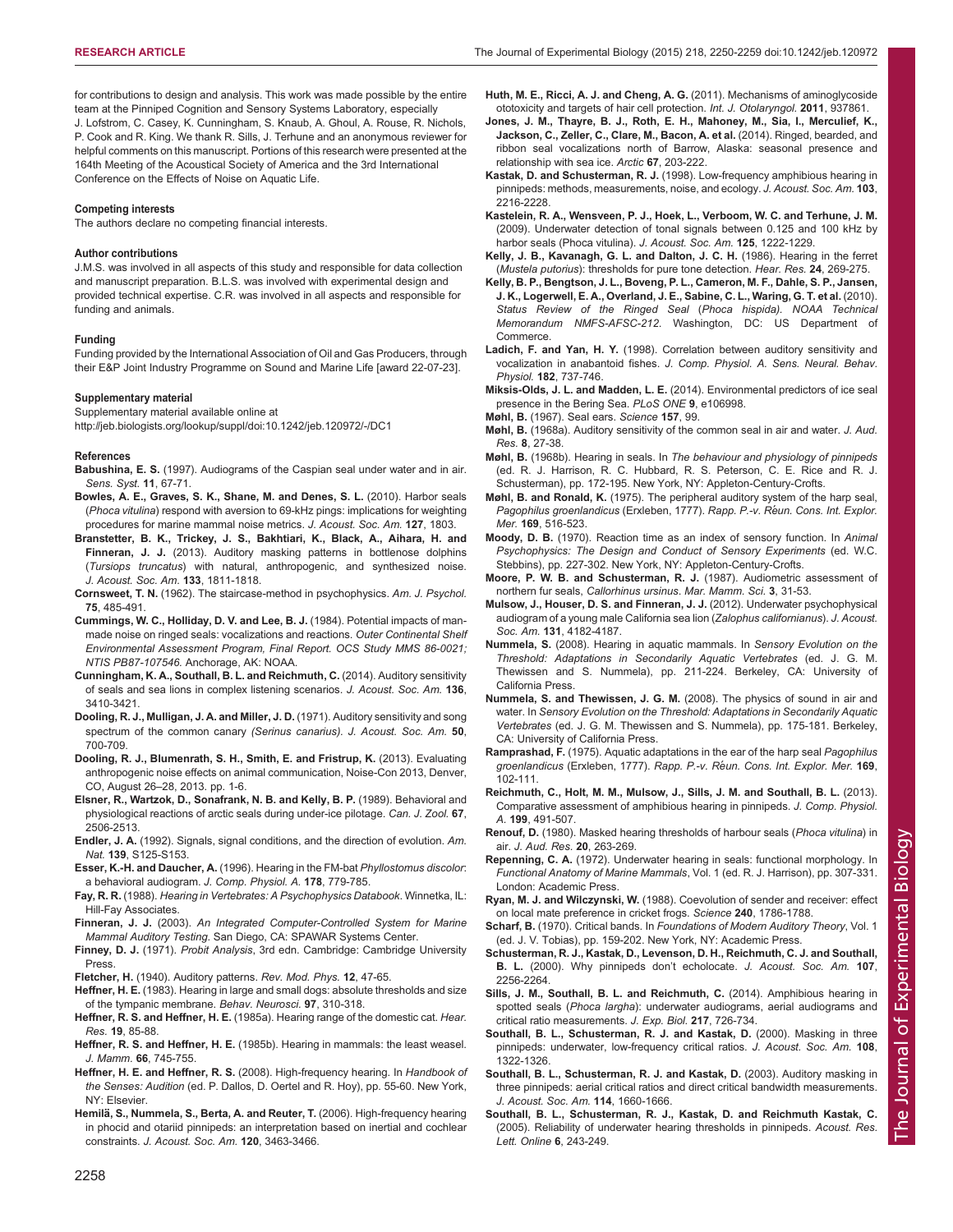for contributions to design and analysis. This work was made possible by the entire team at the Pinniped Cognition and Sensory Systems Laboratory, especially J. Lofstrom, C. Casey, K. Cunningham, S. Knaub, A. Ghoul, A. Rouse, R. Nichols, P. Cook and R. King. We thank R. Sills, J. Terhune and an anonymous reviewer for helpful comments on this manuscript. Portions of this research were presented at the 164th Meeting of the Acoustical Society of America and the 3rd International Conference on the Effects of Noise on Aquatic Life.

#### Competing interests

The authors declare no competing financial interests.

#### Author contributions

J.M.S. was involved in all aspects of this study and responsible for data collection and manuscript preparation. B.L.S. was involved with experimental design and provided technical expertise. C.R. was involved in all aspects and responsible for funding and animals.

#### Funding

Funding provided by the International Association of Oil and Gas Producers, through their E&P Joint Industry Programme on Sound and Marine Life [award 22-07-23].

#### Supplementary material

Supplementary material available online at http://jeb.biologists.org/lookup/suppl/doi:10.1242/jeb.120972/-/DC1

#### References

**Babushina, E. S.** (1997). Audiograms of the Caspian seal under water and in air. *Sens. Syst.* **11**, 67-71.

**Bowles, A. E., Graves, S. K., Shane, M. and Denes, S. L.** (2010). Harbor seals (*Phoca vitulina*) respond with aversion to 69-kHz pings: implications for weighting procedures for marine mammal noise metrics. *J. Acoust. Soc. Am.* **127**, 1803.

**Branstetter, B. K., Trickey, J. S., Bakhtiari, K., Black, A., Aihara, H. and Finneran, J. J.** (2013). Auditory masking patterns in bottlenose dolphins (*Tursiops truncatus*) with natural, anthropogenic, and synthesized noise. *J. Acoust. Soc. Am.* **133**, 1811-1818.

**Cornsweet, T. N.** (1962). The staircase-method in psychophysics. *Am. J. Psychol.* **75**, 485-491.

**Cummings, W. C., Holliday, D. V. and Lee, B. J.** (1984). Potential impacts of man-made noise on ringed seals: vocalizations and reactions. *Outer Continental Shelf Environmental Assessment Program, Final Report. OCS Study MMS 86-0021; NTIS PB87-107546*. Anchorage, AK: NOAA.

**Cunningham, K. A., Southall, B. L. and Reichmuth, C.** (2014). Auditory sensitivity of seals and sea lions in complex listening scenarios. *J. Acoust. Soc. Am.* **136**, 3410-3421.

**Dooling, R. J., Mulligan, J. A. and Miller, J. D.** (1971). Auditory sensitivity and song spectrum of the common canary *(Serinus canarius)*. *J. Acoust. Soc. Am.* **50**, 700-709.

**Dooling, R. J., Blumenrath, S. H., Smith, E. and Fristrup, K.** (2013). Evaluating anthropogenic noise effects on animal communication, Noise-Con 2013, Denver, CO, August 26–28, 2013. pp. 1-6.

**Elsner, R., Wartzok, D., Sonafrank, N. B. and Kelly, B. P.** (1989). Behavioral and physiological reactions of arctic seals during under-ice pilotage. *Can. J. Zool.* **67**, 2506-2513.

**Endler, J. A.** (1992). Signals, signal conditions, and the direction of evolution. *Am. Nat.* **139**, S125-S153.

**Esser, K.-H. and Daucher, A.** (1996). Hearing in the FM-bat *Phyllostomus discolor*: a behavioral audiogram. *J. Comp. Physiol. A.* **178**, 779-785.

**Fay, R. R.** (1988). *Hearing in Vertebrates: A Psychophysics Databook*. Winnetka, IL: Hill-Fay Associates.

**Finneran, J. J.** (2003). *An Integrated Computer-Controlled System for Marine Mammal Auditory Testing*. San Diego, CA: SPAWAR Systems Center.

**Finney, D. J.** (1971). *Probit Analysis*, 3rd edn. Cambridge: Cambridge University Press.

**Fletcher, H.** (1940). Auditory patterns. *Rev. Mod. Phys.* **12**, 47-65.

**Heffner, H. E.** (1983). Hearing in large and small dogs: absolute thresholds and size of the tympanic membrane. *Behav. Neurosci.* **97**, 310-318.

**Heffner, R. S. and Heffner, H. E.** (1985a). Hearing range of the domestic cat. *Hear. Res.* **19**, 85-88.

**Heffner, R. S. and Heffner, H. E.** (1985b). Hearing in mammals: the least weasel. *J. Mamm.* **66**, 745-755.

**Heffner, H. E. and Heffner, R. S.** (2008). High-frequency hearing. In *Handbook of the Senses: Audition* (ed. P. Dallos, D. Oertel and R. Hoy), pp. 55-60. New York, NY: Elsevier.

**Hemilä, S., Nummela, S., Berta, A. and Reuter, T.** (2006). High-frequency hearing in phocid and otariid pinnipeds: an interpretation based on inertial and cochlear constraints. *J. Acoust. Soc. Am.* **120**, 3463-3466.

**Huth, M. E., Ricci, A. J. and Cheng, A. G.** (2011). Mechanisms of aminoglycoside ototoxicity and targets of hair cell protection. *Int. J. Otolaryngol.* **2011**, 937861.

**Jones, J. M., Thayre, B. J., Roth, E. H., Mahoney, M., Sia, I., Merculief, K., Jackson, C., Zeller, C., Clare, M., Bacon, A. et al.** (2014). Ringed, bearded, and ribbon seal vocalizations north of Barrow, Alaska: seasonal presence and relationship with sea ice. *Arctic* **67**, 203-222.

**Kastak, D. and Schusterman, R. J.** (1998). Low-frequency amphibious hearing in pinnipeds: methods, measurements, noise, and ecology. *J. Acoust. Soc. Am.* **103**, 2216-2228.

**Kastelein, R. A., Wensveen, P. J., Hoek, L., Verboom, W. C. and Terhune, J. M.** (2009). Underwater detection of tonal signals between 0.125 and 100 kHz by harbor seals (*Phoca vitulina*). *J. Acoust. Soc. Am.* **125**, 1222-1229.

**Kelly, J. B., Kavanagh, G. L. and Dalton, J. C. H.** (1986). Hearing in the ferret (*Mustela putorius*): thresholds for pure tone detection. *Hear. Res.* **24**, 269-275.

**Kelly, B. P., Bengtson, J. L., Boveng, P. L., Cameron, M. F., Dahle, S. P., Jansen, J. K., Logerwell, E. A., Overland, J. E., Sabine, C. L., Waring, G. T. et al.** (2010). *Status Review of the Ringed Seal* (*Phoca hispida*). *NOAA Technical Memorandum NMFS-AFSC-212*. Washington, DC: US Department of Commerce.

**Ladich, F. and Yan, H. Y.** (1998). Correlation between auditory sensitivity and vocalization in anabantoid fishes. *J. Comp. Physiol. A. Sens. Neural. Behav. Physiol.* **182**, 737-746.

**Miksis-Olds, J. L. and Madden, L. E.** (2014). Environmental predictors of ice seal presence in the Bering Sea. *PLoS ONE* **9**, e106998.

**Møhl, B.** (1967). Seal ears. *Science* **157**, 99.

**Møhl, B.** (1968a). Auditory sensitivity of the common seal in air and water. *J. Aud. Res.* **8**, 27-38.

**Møhl, B.** (1968b). Hearing in seals. In *The behaviour and physiology of pinnipeds* (ed. R. J. Harrison, R. C. Hubbard, R. S. Peterson, C. E. Rice and R. J. Schusterman), pp. 172-195. New York, NY: Appleton-Century-Crofts.

**Møhl, B. and Ronald, K.** (1975). The peripheral auditory system of the harp seal, *Pagophilus groenlandicus* (Erxleben, 1777). *Rapp. P.-v. Réun. Cons. Int. Explor. Mer.* **169**, 516-523.

**Moody, D. B.** (1970). Reaction time as an index of sensory function. In *Animal Psychophysics: The Design and Conduct of Sensory Experiments* (ed. W.C. Stebbins), pp. 227-302. New York, NY: Appleton-Century-Crofts.

**Moore, P. W. B. and Schusterman, R. J.** (1987). Audiometric assessment of northern fur seals, *Callorhinus ursinus*. *Mar. Mamm. Sci.* **3**, 31-53.

**Mulsow, J., Houser, D. S. and Finneran, J. J.** (2012). Underwater psychophysical audiogram of a young male California sea lion (*Zalophus californianus*). *J. Acoust. Soc. Am.* **131**, 4182-4187.

**Nummela, S.** (2008). Hearing in aquatic mammals. In *Sensory Evolution on the Threshold: Adaptations in Secondarily Aquatic Vertebrates* (ed. J. G. M. Thewissen and S. Nummela), pp. 211-224. Berkeley, CA: University of California Press.

**Nummela, S. and Thewissen, J. G. M.** (2008). The physics of sound in air and water. In *Sensory Evolution on the Threshold: Adaptations in Secondarily Aquatic Vertebrates* (ed. J. G. M. Thewissen and S. Nummela), pp. 175-181. Berkeley, CA: University of California Press.

**Ramprashad, F.** (1975). Aquatic adaptations in the ear of the harp seal *Pagophilus groenlandicus* (Erxleben, 1777). *Rapp. P.-v. Réun. Cons. Int. Explor. Mer.* **169**, 102-111.

**Reichmuth, C., Holt, M. M., Mulsow, J., Sills, J. M. and Southall, B. L.** (2013). Comparative assessment of amphibious hearing in pinnipeds. *J. Comp. Physiol. A.* **199**, 491-507.

**Renouf, D.** (1980). Masked hearing thresholds of harbour seals (*Phoca vitulina*) in air. *J. Aud. Res.* **20**, 263-269.

**Repenning, C. A.** (1972). Underwater hearing in seals: functional morphology. In *Functional Anatomy of Marine Mammals*, Vol. 1 (ed. R. J. Harrison), pp. 307-331. London: Academic Press.

**Ryan, M. J. and Wilczynski, W.** (1988). Coevolution of sender and receiver: effect on local mate preference in cricket frogs. *Science* **240**, 1786-1788.

**Scharf, B.** (1970). Critical bands. In *Foundations of Modern Auditory Theory*, Vol. 1 (ed. J. V. Tobias), pp. 159-202. New York, NY: Academic Press.

**Schusterman, R. J., Kastak, D., Levenson, D. H., Reichmuth, C. J. and Southall, B. L.** (2000). Why pinnipeds don't echolocate. *J. Acoust. Soc. Am.* **107**, 2256-2264.

**Sills, J. M., Southall, B. L. and Reichmuth, C.** (2014). Amphibious hearing in spotted seals (*Phoca largha*): underwater audiograms, aerial audiograms and critical ratio measurements. *J. Exp. Biol.* **217**, 726-734.

**Southall, B. L., Schusterman, R. J. and Kastak, D.** (2000). Masking in three pinnipeds: underwater, low-frequency critical ratios. *J. Acoust. Soc. Am.* **108**, 1322-1326.

**Southall, B. L., Schusterman, R. J. and Kastak, D.** (2003). Auditory masking in three pinnipeds: aerial critical ratios and direct critical bandwidth measurements. *J. Acoust. Soc. Am.* **114**, 1660-1666.

**Southall, B. L., Schusterman, R. J., Kastak, D. and Reichmuth Kastak, C.** (2005). Reliability of underwater hearing thresholds in pinnipeds. *Acoust. Res. Lett. Online* **6**, 243-249.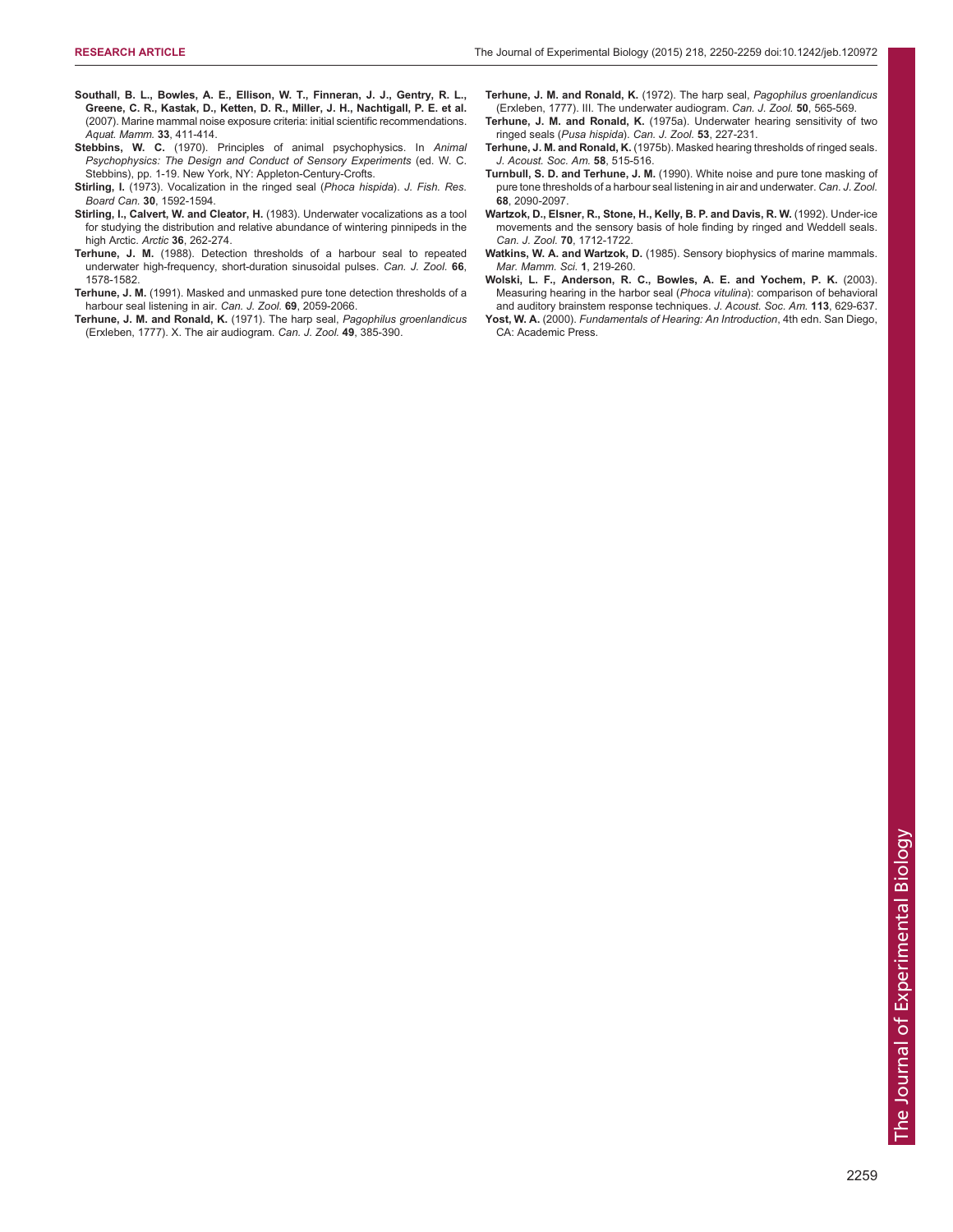**Southall, B. L., Bowles, A. E., Ellison, W. T., Finneran, J. J., Gentry, R. L., Greene, C. R., Kastak, D., Ketten, D. R., Miller, J. H., Nachtigall, P. E. et al.** (2007). Marine mammal noise exposure criteria: initial scientific recommendations. *Aquat. Mamm.* **33**, 411-414.

**Stebbins, W. C.** (1970). Principles of animal psychophysics. In *Animal Psychophysics: The Design and Conduct of Sensory Experiments* (ed. W. C. Stebbins), pp. 1-19. New York, NY: Appleton-Century-Crofts.

**Stirling, I.** (1973). Vocalization in the ringed seal (*Phoca hispida*). *J. Fish. Res. Board Can.* **30**, 1592-1594.

**Stirling, I., Calvert, W. and Cleator, H.** (1983). Underwater vocalizations as a tool for studying the distribution and relative abundance of wintering pinnipeds in the high Arctic. *Arctic* **36**, 262-274.

**Terhune, J. M.** (1988). Detection thresholds of a harbour seal to repeated underwater high-frequency, short-duration sinusoidal pulses. *Can. J. Zool.* **66**, 1578-1582.

**Terhune, J. M.** (1991). Masked and unmasked pure tone detection thresholds of a harbour seal listening in air. *Can. J. Zool.* **69**, 2059-2066.

**Terhune, J. M. and Ronald, K.** (1971). The harp seal, *Pagophilus groenlandicus* (Erxleben, 1777). X. The air audiogram. *Can. J. Zool.* **49**, 385-390.

**Terhune, J. M. and Ronald, K.** (1972). The harp seal, *Pagophilus groenlandicus* (Erxleben, 1777). III. The underwater audiogram. *Can. J. Zool.* **50**, 565-569.

**Terhune, J. M. and Ronald, K.** (1975a). Underwater hearing sensitivity of two ringed seals (*Pusa hispida*). *Can. J. Zool.* **53**, 227-231.

**Terhune, J. M. and Ronald, K.** (1975b). Masked hearing thresholds of ringed seals. *J. Acoust. Soc. Am.* **58**, 515-516.

**Turnbull, S. D. and Terhune, J. M.** (1990). White noise and pure tone masking of pure tone thresholds of a harbour seal listening in air and underwater. *Can. J. Zool.* **68**, 2090-2097.

**Wartzok, D., Elsner, R., Stone, H., Kelly, B. P. and Davis, R. W.** (1992). Under-ice movements and the sensory basis of hole finding by ringed and Weddell seals. *Can. J. Zool.* **70**, 1712-1722.

**Watkins, W. A. and Wartzok, D.** (1985). Sensory biophysics of marine mammals. *Mar. Mamm. Sci.* **1**, 219-260.

**Wolski, L. F., Anderson, R. C., Bowles, A. E. and Yochem, P. K.** (2003). Measuring hearing in the harbor seal (*Phoca vitulina*): comparison of behavioral and auditory brainstem response techniques. *J. Acoust. Soc. Am.* **113**, 629-637.

**Yost, W. A.** (2000). *Fundamentals of Hearing: An Introduction*, 4th edn. San Diego, CA: Academic Press.